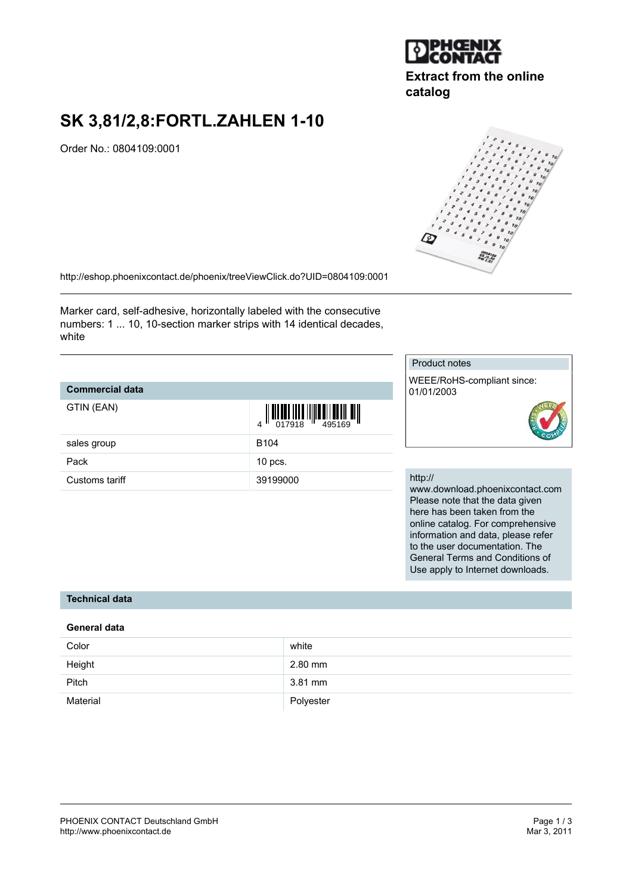Extract from the online catalog

# SK 3,81/2,8:FORTL.ZAHLEN 1-10

Order No.: 0804109:0001

http://eshop.phoenixcontact.de/phoenix/treeViewClick.do?UID=0804109:0001

Marker card, self-adhesive, horizontally labeled with the consecutive numbers: 1 ... 10, 10-section marker strips with 14 identical decades, white

| Commercial data | |
|---|---|
| GTIN (EAN) | 4 017918 495169 |
| sales group | B104 |
| Pack | 10 pcs. |
| Customs tariff | 39199000 |

**Product notes**

WEEE/RoHS-compliant since: 01/01/2003

http://www.download.phoenixcontact.com
Please note that the data given here has been taken from the online catalog. For comprehensive information and data, please refer to the user documentation. The General Terms and Conditions of Use apply to Internet downloads.

## Technical data

### General data

| | |
|---|---|
| Color | white |
| Height | 2.80 mm |
| Pitch | 3.81 mm |
| Material | Polyester |

PHOENIX CONTACT Deutschland GmbH
http://www.phoenixcontact.de

Mar 3, 2011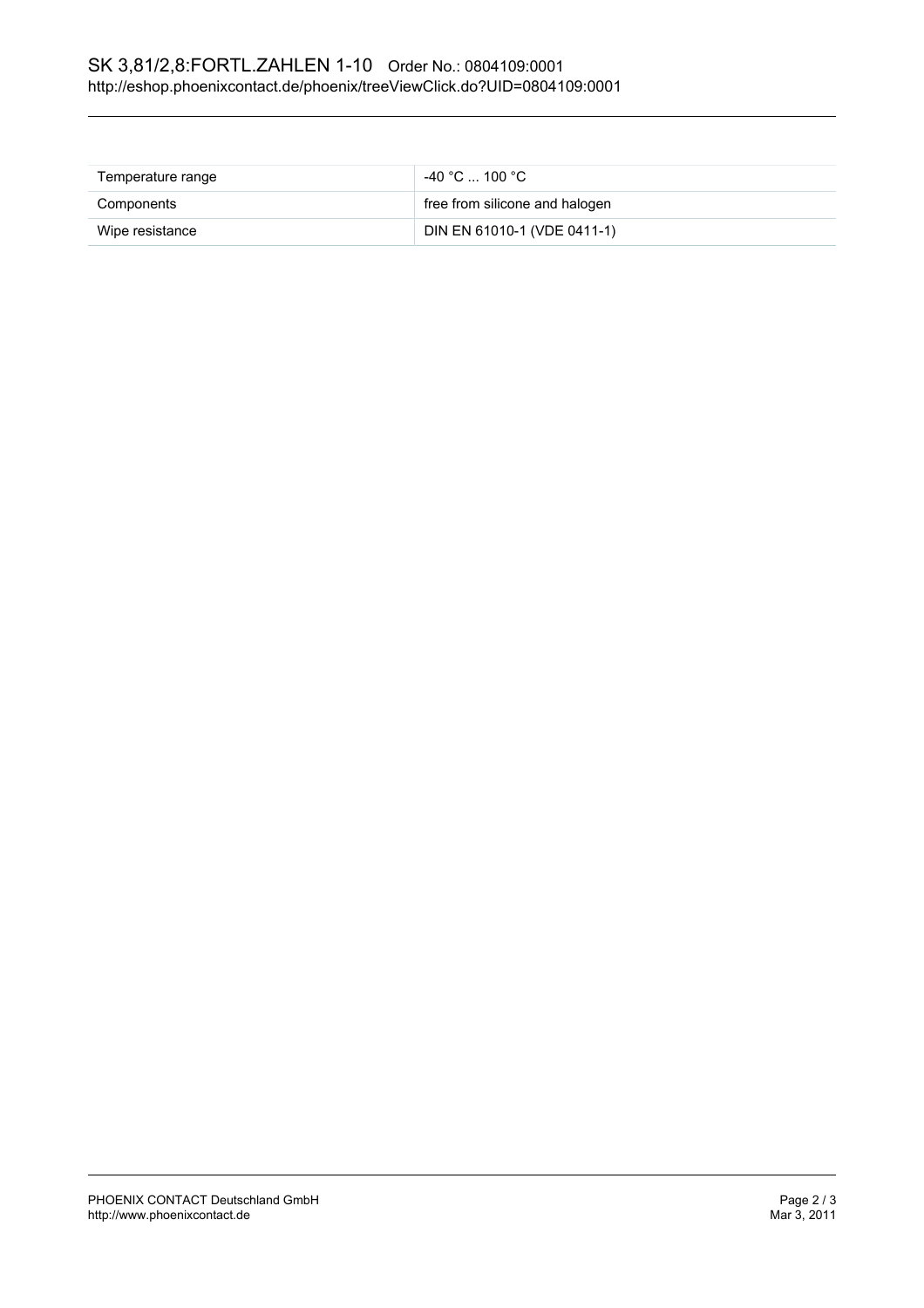| Temperature range | -40 °C ... 100 °C |
| --- | --- |
| Components | free from silicone and halogen |
| Wipe resistance | DIN EN 61010-1 (VDE 0411-1) |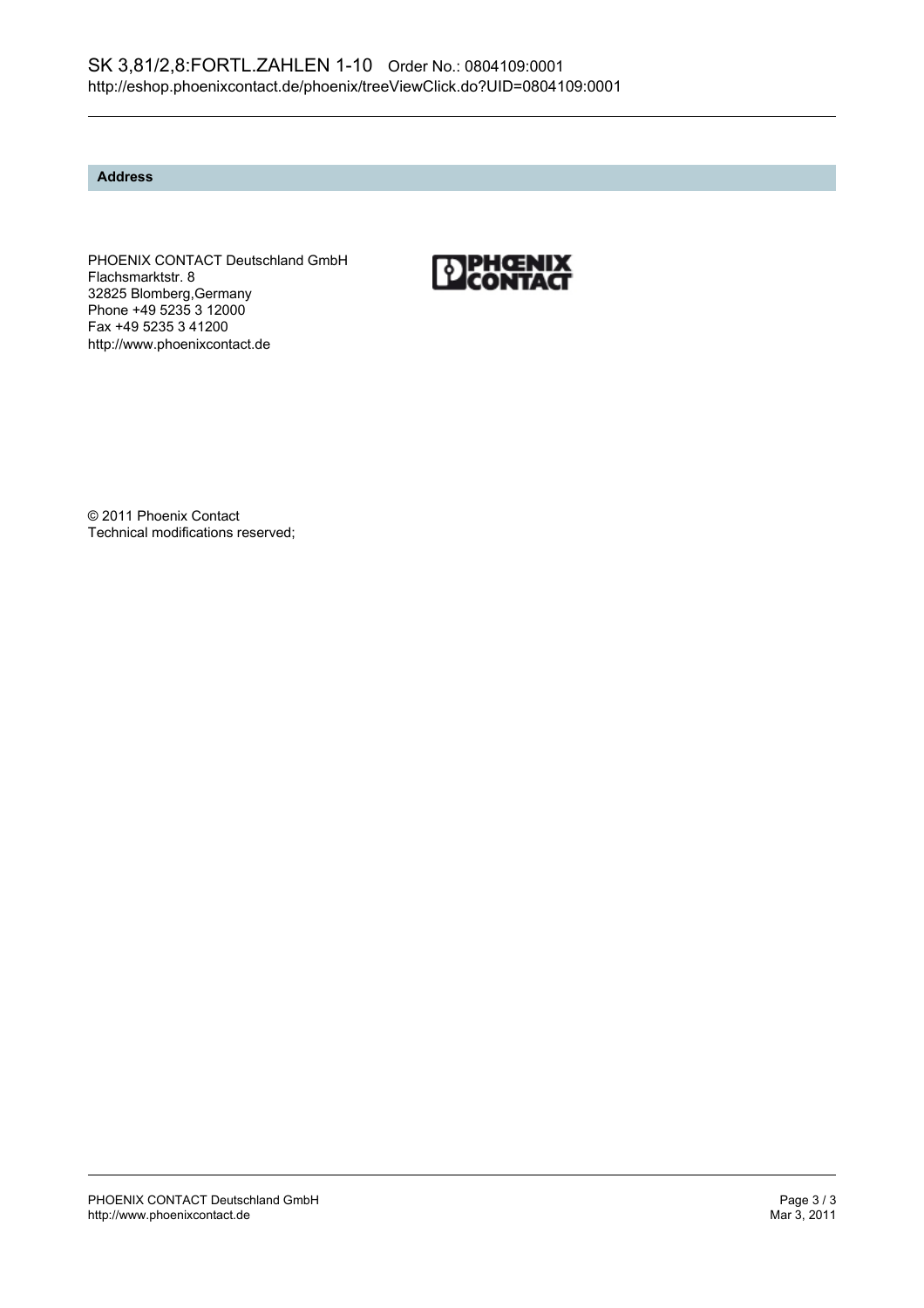## Address

PHOENIX CONTACT Deutschland GmbH
Flachsmarktstr. 8
32825 Blomberg,Germany
Phone +49 5235 3 12000
Fax +49 5235 3 41200
http://www.phoenixcontact.de

© 2011 Phoenix Contact
Technical modifications reserved;